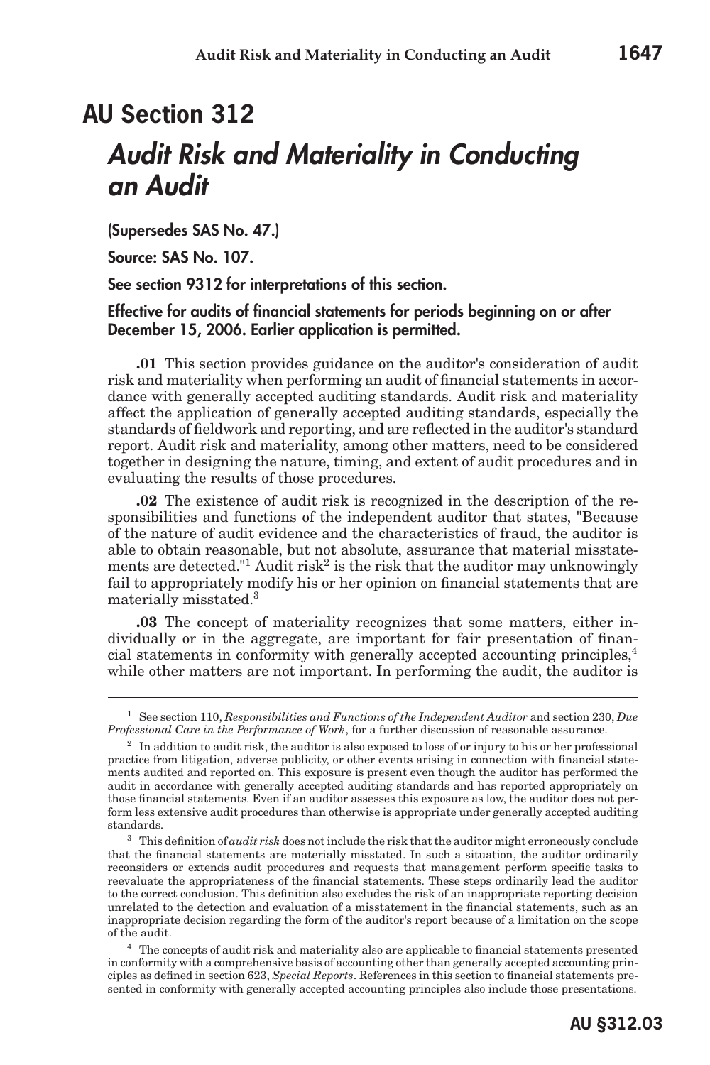# AU Section 312

## *Audit Risk and Materiality in Conducting an Audit*

**(Supersedes SAS No. 47.)**

**Source: SAS No. 107.**

**See section 9312 for interpretations of this section.**

**Effective for audits of financial statements for periods beginning on or after December 15, 2006. Earlier application is permitted.**

**.01** This section provides guidance on the auditor's consideration of audit risk and materiality when performing an audit of financial statements in accordance with generally accepted auditing standards. Audit risk and materiality affect the application of generally accepted auditing standards, especially the standards of fieldwork and reporting, and are reflected in the auditor's standard report. Audit risk and materiality, among other matters, need to be considered together in designing the nature, timing, and extent of audit procedures and in evaluating the results of those procedures.

**.02** The existence of audit risk is recognized in the description of the responsibilities and functions of the independent auditor that states, "Because of the nature of audit evidence and the characteristics of fraud, the auditor is able to obtain reasonable, but not absolute, assurance that material misstatements are detected."[1] Audit risk[2] is the risk that the auditor may unknowingly fail to appropriately modify his or her opinion on financial statements that are materially misstated.[3]

**.03** The concept of materiality recognizes that some matters, either individually or in the aggregate, are important for fair presentation of financial statements in conformity with generally accepted accounting principles,[4] while other matters are not important. In performing the audit, the auditor is

---

[1] See section 110, *Responsibilities and Functions of the Independent Auditor* and section 230, *Due Professional Care in the Performance of Work*, for a further discussion of reasonable assurance.

[2] In addition to audit risk, the auditor is also exposed to loss of or injury to his or her professional practice from litigation, adverse publicity, or other events arising in connection with financial statements audited and reported on. This exposure is present even though the auditor has performed the audit in accordance with generally accepted auditing standards and has reported appropriately on those financial statements. Even if an auditor assesses this exposure as low, the auditor does not perform less extensive audit procedures than otherwise is appropriate under generally accepted auditing standards.

[3] This definition of *audit risk* does not include the risk that the auditor might erroneously conclude that the financial statements are materially misstated. In such a situation, the auditor ordinarily reconsiders or extends audit procedures and requests that management perform specific tasks to reevaluate the appropriateness of the financial statements. These steps ordinarily lead the auditor to the correct conclusion. This definition also excludes the risk of an inappropriate reporting decision unrelated to the detection and evaluation of a misstatement in the financial statements, such as an inappropriate decision regarding the form of the auditor's report because of a limitation on the scope of the audit.

[4] The concepts of audit risk and materiality also are applicable to financial statements presented in conformity with a comprehensive basis of accounting other than generally accepted accounting principles as defined in section 623, *Special Reports*. References in this section to financial statements presented in conformity with generally accepted accounting principles also include those presentations.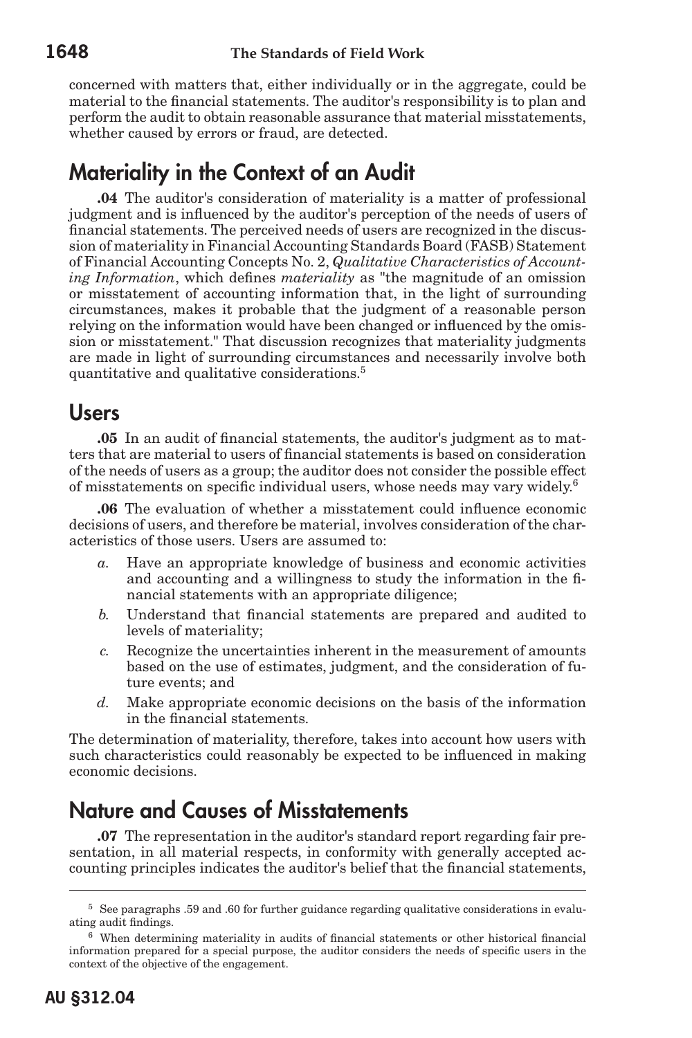concerned with matters that, either individually or in the aggregate, could be material to the financial statements. The auditor's responsibility is to plan and perform the audit to obtain reasonable assurance that material misstatements, whether caused by errors or fraud, are detected.

## Materiality in the Context of an Audit

**.04** The auditor's consideration of materiality is a matter of professional judgment and is influenced by the auditor's perception of the needs of users of financial statements. The perceived needs of users are recognized in the discussion of materiality in Financial Accounting Standards Board (FASB) Statement of Financial Accounting Concepts No. 2, *Qualitative Characteristics of Accounting Information*, which defines *materiality* as "the magnitude of an omission or misstatement of accounting information that, in the light of surrounding circumstances, makes it probable that the judgment of a reasonable person relying on the information would have been changed or influenced by the omission or misstatement." That discussion recognizes that materiality judgments are made in light of surrounding circumstances and necessarily involve both quantitative and qualitative considerations.[5]

## Users

**.05** In an audit of financial statements, the auditor's judgment as to matters that are material to users of financial statements is based on consideration of the needs of users as a group; the auditor does not consider the possible effect of misstatements on specific individual users, whose needs may vary widely.[6]

**.06** The evaluation of whether a misstatement could influence economic decisions of users, and therefore be material, involves consideration of the characteristics of those users. Users are assumed to:

*a.* Have an appropriate knowledge of business and economic activities and accounting and a willingness to study the information in the financial statements with an appropriate diligence;

*b.* Understand that financial statements are prepared and audited to levels of materiality;

*c.* Recognize the uncertainties inherent in the measurement of amounts based on the use of estimates, judgment, and the consideration of future events; and

*d.* Make appropriate economic decisions on the basis of the information in the financial statements.

The determination of materiality, therefore, takes into account how users with such characteristics could reasonably be expected to be influenced in making economic decisions.

## Nature and Causes of Misstatements

**.07** The representation in the auditor's standard report regarding fair presentation, in all material respects, in conformity with generally accepted accounting principles indicates the auditor's belief that the financial statements,

---

[5] See paragraphs .59 and .60 for further guidance regarding qualitative considerations in evaluating audit findings.

[6] When determining materiality in audits of financial statements or other historical financial information prepared for a special purpose, the auditor considers the needs of specific users in the context of the objective of the engagement.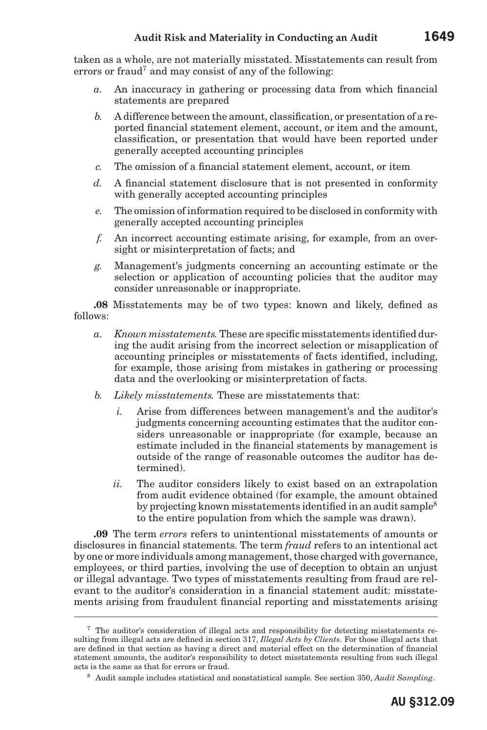taken as a whole, are not materially misstated. Misstatements can result from errors or fraud[7] and may consist of any of the following:

*a.* An inaccuracy in gathering or processing data from which financial statements are prepared

*b.* A difference between the amount, classification, or presentation of a reported financial statement element, account, or item and the amount, classification, or presentation that would have been reported under generally accepted accounting principles

*c.* The omission of a financial statement element, account, or item

*d.* A financial statement disclosure that is not presented in conformity with generally accepted accounting principles

*e.* The omission of information required to be disclosed in conformity with generally accepted accounting principles

*f.* An incorrect accounting estimate arising, for example, from an oversight or misinterpretation of facts; and

*g.* Management's judgments concerning an accounting estimate or the selection or application of accounting policies that the auditor may consider unreasonable or inappropriate.

**.08** Misstatements may be of two types: known and likely, defined as follows:

*a.* *Known misstatements.* These are specific misstatements identified during the audit arising from the incorrect selection or misapplication of accounting principles or misstatements of facts identified, including, for example, those arising from mistakes in gathering or processing data and the overlooking or misinterpretation of facts.

*b.* *Likely misstatements.* These are misstatements that:

  *i.* Arise from differences between management's and the auditor's judgments concerning accounting estimates that the auditor considers unreasonable or inappropriate (for example, because an estimate included in the financial statements by management is outside of the range of reasonable outcomes the auditor has determined).

  *ii.* The auditor considers likely to exist based on an extrapolation from audit evidence obtained (for example, the amount obtained by projecting known misstatements identified in an audit sample[8] to the entire population from which the sample was drawn).

**.09** The term *errors* refers to unintentional misstatements of amounts or disclosures in financial statements. The term *fraud* refers to an intentional act by one or more individuals among management, those charged with governance, employees, or third parties, involving the use of deception to obtain an unjust or illegal advantage. Two types of misstatements resulting from fraud are relevant to the auditor's consideration in a financial statement audit: misstatements arising from fraudulent financial reporting and misstatements arising

---

[7] The auditor's consideration of illegal acts and responsibility for detecting misstatements resulting from illegal acts are defined in section 317, *Illegal Acts by Clients*. For those illegal acts that are defined in that section as having a direct and material effect on the determination of financial statement amounts, the auditor's responsibility to detect misstatements resulting from such illegal acts is the same as that for errors or fraud.

[8] Audit sample includes statistical and nonstatistical sample. See section 350, *Audit Sampling*.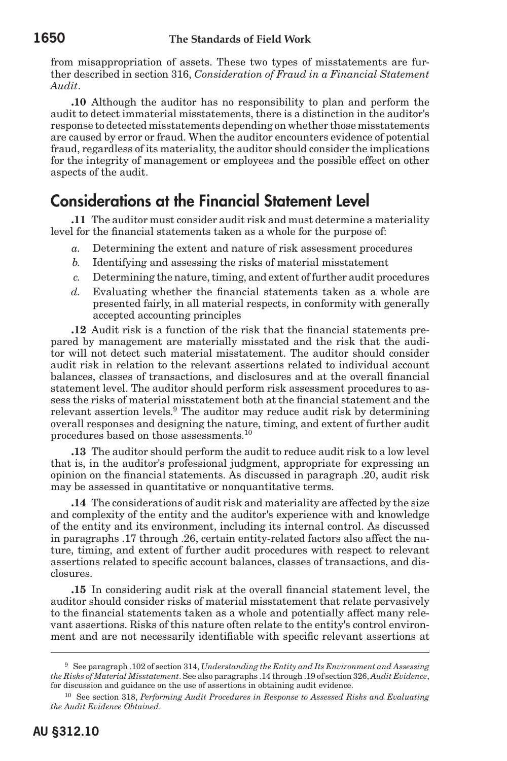from misappropriation of assets. These two types of misstatements are further described in section 316, *Consideration of Fraud in a Financial Statement Audit*.

**.10** Although the auditor has no responsibility to plan and perform the audit to detect immaterial misstatements, there is a distinction in the auditor's response to detected misstatements depending on whether those misstatements are caused by error or fraud. When the auditor encounters evidence of potential fraud, regardless of its materiality, the auditor should consider the implications for the integrity of management or employees and the possible effect on other aspects of the audit.

## Considerations at the Financial Statement Level

**.11** The auditor must consider audit risk and must determine a materiality level for the financial statements taken as a whole for the purpose of:

*a.* Determining the extent and nature of risk assessment procedures

*b.* Identifying and assessing the risks of material misstatement

*c.* Determining the nature, timing, and extent of further audit procedures

*d.* Evaluating whether the financial statements taken as a whole are presented fairly, in all material respects, in conformity with generally accepted accounting principles

**.12** Audit risk is a function of the risk that the financial statements prepared by management are materially misstated and the risk that the auditor will not detect such material misstatement. The auditor should consider audit risk in relation to the relevant assertions related to individual account balances, classes of transactions, and disclosures and at the overall financial statement level. The auditor should perform risk assessment procedures to assess the risks of material misstatement both at the financial statement and the relevant assertion levels.[9] The auditor may reduce audit risk by determining overall responses and designing the nature, timing, and extent of further audit procedures based on those assessments.[10]

**.13** The auditor should perform the audit to reduce audit risk to a low level that is, in the auditor's professional judgment, appropriate for expressing an opinion on the financial statements. As discussed in paragraph .20, audit risk may be assessed in quantitative or nonquantitative terms.

**.14** The considerations of audit risk and materiality are affected by the size and complexity of the entity and the auditor's experience with and knowledge of the entity and its environment, including its internal control. As discussed in paragraphs .17 through .26, certain entity-related factors also affect the nature, timing, and extent of further audit procedures with respect to relevant assertions related to specific account balances, classes of transactions, and disclosures.

**.15** In considering audit risk at the overall financial statement level, the auditor should consider risks of material misstatement that relate pervasively to the financial statements taken as a whole and potentially affect many relevant assertions. Risks of this nature often relate to the entity's control environment and are not necessarily identifiable with specific relevant assertions at

---

[9] See paragraph .102 of section 314, *Understanding the Entity and Its Environment and Assessing the Risks of Material Misstatement*. See also paragraphs .14 through .19 of section 326, *Audit Evidence*, for discussion and guidance on the use of assertions in obtaining audit evidence.

[10] See section 318, *Performing Audit Procedures in Response to Assessed Risks and Evaluating the Audit Evidence Obtained*.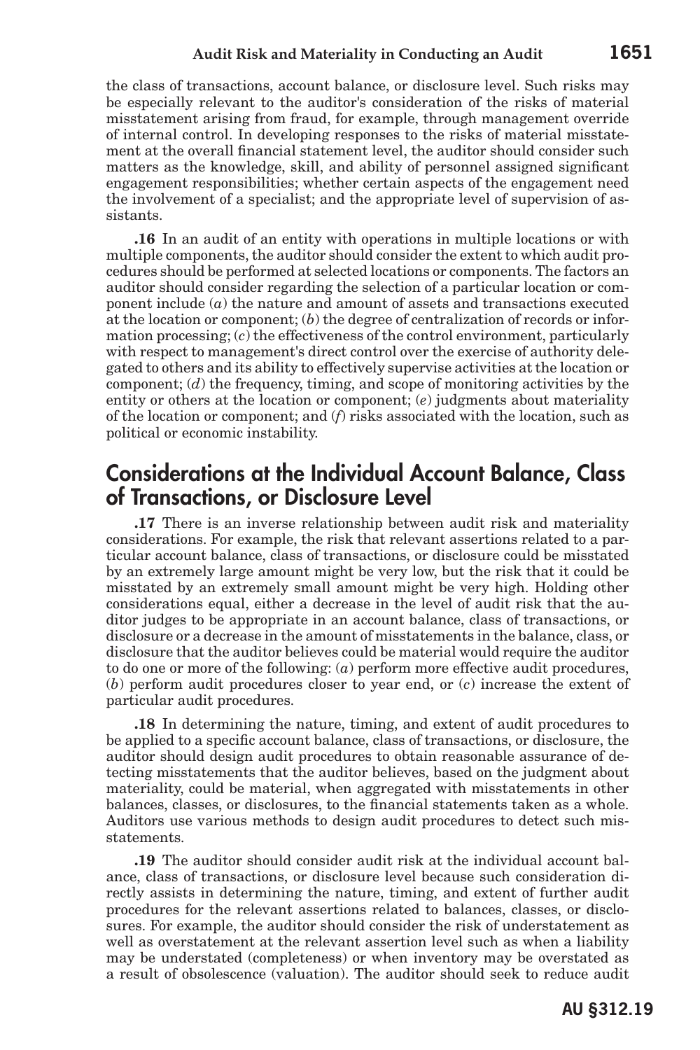the class of transactions, account balance, or disclosure level. Such risks may be especially relevant to the auditor's consideration of the risks of material misstatement arising from fraud, for example, through management override of internal control. In developing responses to the risks of material misstatement at the overall financial statement level, the auditor should consider such matters as the knowledge, skill, and ability of personnel assigned significant engagement responsibilities; whether certain aspects of the engagement need the involvement of a specialist; and the appropriate level of supervision of assistants.

**.16** In an audit of an entity with operations in multiple locations or with multiple components, the auditor should consider the extent to which audit procedures should be performed at selected locations or components. The factors an auditor should consider regarding the selection of a particular location or component include (*a*) the nature and amount of assets and transactions executed at the location or component; (*b*) the degree of centralization of records or information processing; (*c*) the effectiveness of the control environment, particularly with respect to management's direct control over the exercise of authority delegated to others and its ability to effectively supervise activities at the location or component; (*d*) the frequency, timing, and scope of monitoring activities by the entity or others at the location or component; (*e*) judgments about materiality of the location or component; and (*f*) risks associated with the location, such as political or economic instability.

## Considerations at the Individual Account Balance, Class of Transactions, or Disclosure Level

**.17** There is an inverse relationship between audit risk and materiality considerations. For example, the risk that relevant assertions related to a particular account balance, class of transactions, or disclosure could be misstated by an extremely large amount might be very low, but the risk that it could be misstated by an extremely small amount might be very high. Holding other considerations equal, either a decrease in the level of audit risk that the auditor judges to be appropriate in an account balance, class of transactions, or disclosure or a decrease in the amount of misstatements in the balance, class, or disclosure that the auditor believes could be material would require the auditor to do one or more of the following: (*a*) perform more effective audit procedures, (*b*) perform audit procedures closer to year end, or (*c*) increase the extent of particular audit procedures.

**.18** In determining the nature, timing, and extent of audit procedures to be applied to a specific account balance, class of transactions, or disclosure, the auditor should design audit procedures to obtain reasonable assurance of detecting misstatements that the auditor believes, based on the judgment about materiality, could be material, when aggregated with misstatements in other balances, classes, or disclosures, to the financial statements taken as a whole. Auditors use various methods to design audit procedures to detect such misstatements.

**.19** The auditor should consider audit risk at the individual account balance, class of transactions, or disclosure level because such consideration directly assists in determining the nature, timing, and extent of further audit procedures for the relevant assertions related to balances, classes, or disclosures. For example, the auditor should consider the risk of understatement as well as overstatement at the relevant assertion level such as when a liability may be understated (completeness) or when inventory may be overstated as a result of obsolescence (valuation). The auditor should seek to reduce audit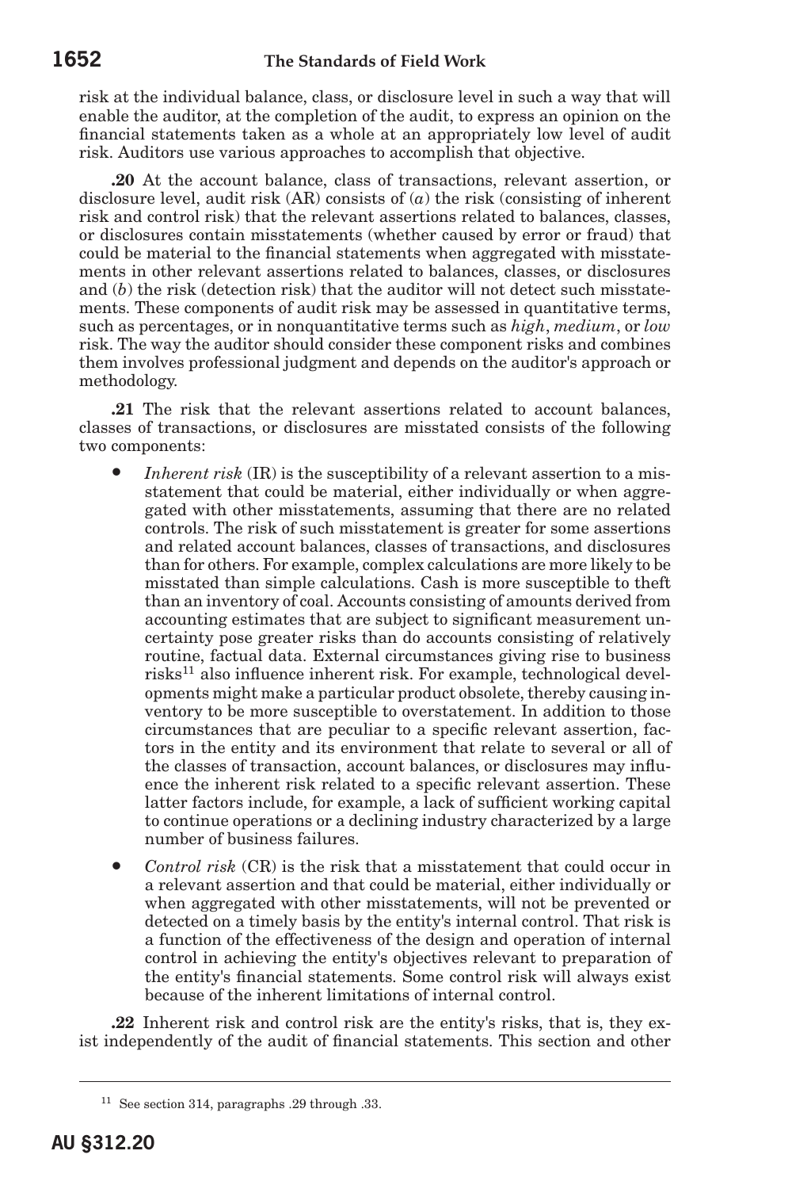risk at the individual balance, class, or disclosure level in such a way that will enable the auditor, at the completion of the audit, to express an opinion on the financial statements taken as a whole at an appropriately low level of audit risk. Auditors use various approaches to accomplish that objective.

**.20** At the account balance, class of transactions, relevant assertion, or disclosure level, audit risk (AR) consists of (*a*) the risk (consisting of inherent risk and control risk) that the relevant assertions related to balances, classes, or disclosures contain misstatements (whether caused by error or fraud) that could be material to the financial statements when aggregated with misstatements in other relevant assertions related to balances, classes, or disclosures and (*b*) the risk (detection risk) that the auditor will not detect such misstatements. These components of audit risk may be assessed in quantitative terms, such as percentages, or in nonquantitative terms such as *high*, *medium*, or *low* risk. The way the auditor should consider these component risks and combines them involves professional judgment and depends on the auditor's approach or methodology.

**.21** The risk that the relevant assertions related to account balances, classes of transactions, or disclosures are misstated consists of the following two components:

- *Inherent risk* (IR) is the susceptibility of a relevant assertion to a misstatement that could be material, either individually or when aggregated with other misstatements, assuming that there are no related controls. The risk of such misstatement is greater for some assertions and related account balances, classes of transactions, and disclosures than for others. For example, complex calculations are more likely to be misstated than simple calculations. Cash is more susceptible to theft than an inventory of coal. Accounts consisting of amounts derived from accounting estimates that are subject to significant measurement uncertainty pose greater risks than do accounts consisting of relatively routine, factual data. External circumstances giving rise to business risks[11] also influence inherent risk. For example, technological developments might make a particular product obsolete, thereby causing inventory to be more susceptible to overstatement. In addition to those circumstances that are peculiar to a specific relevant assertion, factors in the entity and its environment that relate to several or all of the classes of transaction, account balances, or disclosures may influence the inherent risk related to a specific relevant assertion. These latter factors include, for example, a lack of sufficient working capital to continue operations or a declining industry characterized by a large number of business failures.

- *Control risk* (CR) is the risk that a misstatement that could occur in a relevant assertion and that could be material, either individually or when aggregated with other misstatements, will not be prevented or detected on a timely basis by the entity's internal control. That risk is a function of the effectiveness of the design and operation of internal control in achieving the entity's objectives relevant to preparation of the entity's financial statements. Some control risk will always exist because of the inherent limitations of internal control.

**.22** Inherent risk and control risk are the entity's risks, that is, they exist independently of the audit of financial statements. This section and other

[11] See section 314, paragraphs .29 through .33.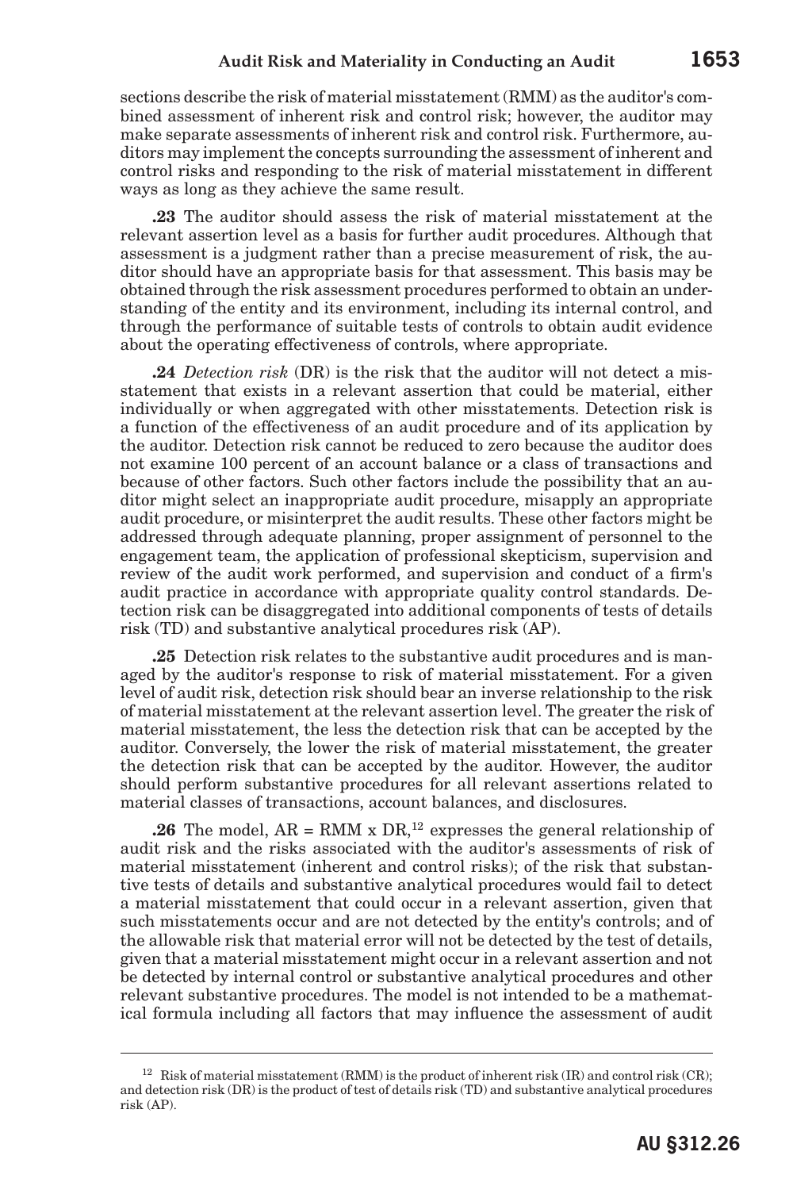sections describe the risk of material misstatement (RMM) as the auditor's combined assessment of inherent risk and control risk; however, the auditor may make separate assessments of inherent risk and control risk. Furthermore, auditors may implement the concepts surrounding the assessment of inherent and control risks and responding to the risk of material misstatement in different ways as long as they achieve the same result.

**.23** The auditor should assess the risk of material misstatement at the relevant assertion level as a basis for further audit procedures. Although that assessment is a judgment rather than a precise measurement of risk, the auditor should have an appropriate basis for that assessment. This basis may be obtained through the risk assessment procedures performed to obtain an understanding of the entity and its environment, including its internal control, and through the performance of suitable tests of controls to obtain audit evidence about the operating effectiveness of controls, where appropriate.

**.24** *Detection risk* (DR) is the risk that the auditor will not detect a misstatement that exists in a relevant assertion that could be material, either individually or when aggregated with other misstatements. Detection risk is a function of the effectiveness of an audit procedure and of its application by the auditor. Detection risk cannot be reduced to zero because the auditor does not examine 100 percent of an account balance or a class of transactions and because of other factors. Such other factors include the possibility that an auditor might select an inappropriate audit procedure, misapply an appropriate audit procedure, or misinterpret the audit results. These other factors might be addressed through adequate planning, proper assignment of personnel to the engagement team, the application of professional skepticism, supervision and review of the audit work performed, and supervision and conduct of a firm's audit practice in accordance with appropriate quality control standards. Detection risk can be disaggregated into additional components of tests of details risk (TD) and substantive analytical procedures risk (AP).

**.25** Detection risk relates to the substantive audit procedures and is managed by the auditor's response to risk of material misstatement. For a given level of audit risk, detection risk should bear an inverse relationship to the risk of material misstatement at the relevant assertion level. The greater the risk of material misstatement, the less the detection risk that can be accepted by the auditor. Conversely, the lower the risk of material misstatement, the greater the detection risk that can be accepted by the auditor. However, the auditor should perform substantive procedures for all relevant assertions related to material classes of transactions, account balances, and disclosures.

**.26** The model, $AR = RMM \times DR$,[12] expresses the general relationship of audit risk and the risks associated with the auditor's assessments of risk of material misstatement (inherent and control risks); of the risk that substantive tests of details and substantive analytical procedures would fail to detect a material misstatement that could occur in a relevant assertion, given that such misstatements occur and are not detected by the entity's controls; and of the allowable risk that material error will not be detected by the test of details, given that a material misstatement might occur in a relevant assertion and not be detected by internal control or substantive analytical procedures and other relevant substantive procedures. The model is not intended to be a mathematical formula including all factors that may influence the assessment of audit

---

[12] Risk of material misstatement (RMM) is the product of inherent risk (IR) and control risk (CR); and detection risk (DR) is the product of test of details risk (TD) and substantive analytical procedures risk (AP).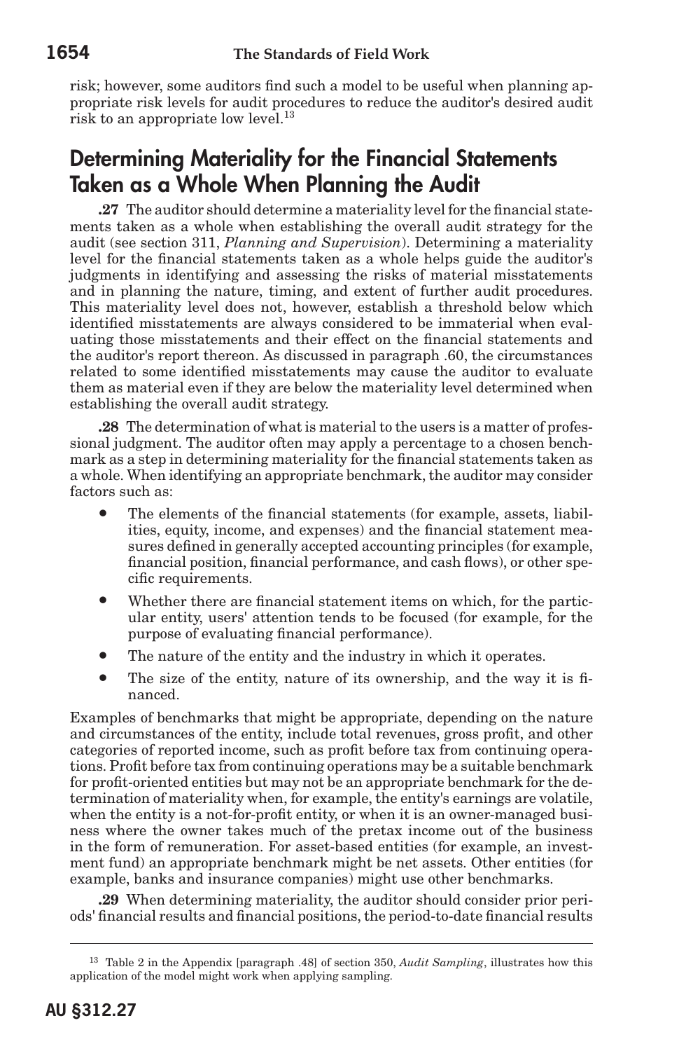risk; however, some auditors find such a model to be useful when planning appropriate risk levels for audit procedures to reduce the auditor's desired audit risk to an appropriate low level.[13]

## Determining Materiality for the Financial Statements Taken as a Whole When Planning the Audit

**.27** The auditor should determine a materiality level for the financial statements taken as a whole when establishing the overall audit strategy for the audit (see section 311, *Planning and Supervision*). Determining a materiality level for the financial statements taken as a whole helps guide the auditor's judgments in identifying and assessing the risks of material misstatements and in planning the nature, timing, and extent of further audit procedures. This materiality level does not, however, establish a threshold below which identified misstatements are always considered to be immaterial when evaluating those misstatements and their effect on the financial statements and the auditor's report thereon. As discussed in paragraph .60, the circumstances related to some identified misstatements may cause the auditor to evaluate them as material even if they are below the materiality level determined when establishing the overall audit strategy.

**.28** The determination of what is material to the users is a matter of professional judgment. The auditor often may apply a percentage to a chosen benchmark as a step in determining materiality for the financial statements taken as a whole. When identifying an appropriate benchmark, the auditor may consider factors such as:

- The elements of the financial statements (for example, assets, liabilities, equity, income, and expenses) and the financial statement measures defined in generally accepted accounting principles (for example, financial position, financial performance, and cash flows), or other specific requirements.
- Whether there are financial statement items on which, for the particular entity, users' attention tends to be focused (for example, for the purpose of evaluating financial performance).
- The nature of the entity and the industry in which it operates.
- The size of the entity, nature of its ownership, and the way it is financed.

Examples of benchmarks that might be appropriate, depending on the nature and circumstances of the entity, include total revenues, gross profit, and other categories of reported income, such as profit before tax from continuing operations. Profit before tax from continuing operations may be a suitable benchmark for profit-oriented entities but may not be an appropriate benchmark for the determination of materiality when, for example, the entity's earnings are volatile, when the entity is a not-for-profit entity, or when it is an owner-managed business where the owner takes much of the pretax income out of the business in the form of remuneration. For asset-based entities (for example, an investment fund) an appropriate benchmark might be net assets. Other entities (for example, banks and insurance companies) might use other benchmarks.

**.29** When determining materiality, the auditor should consider prior periods' financial results and financial positions, the period-to-date financial results

---

[13] Table 2 in the Appendix [paragraph .48] of section 350, *Audit Sampling*, illustrates how this application of the model might work when applying sampling.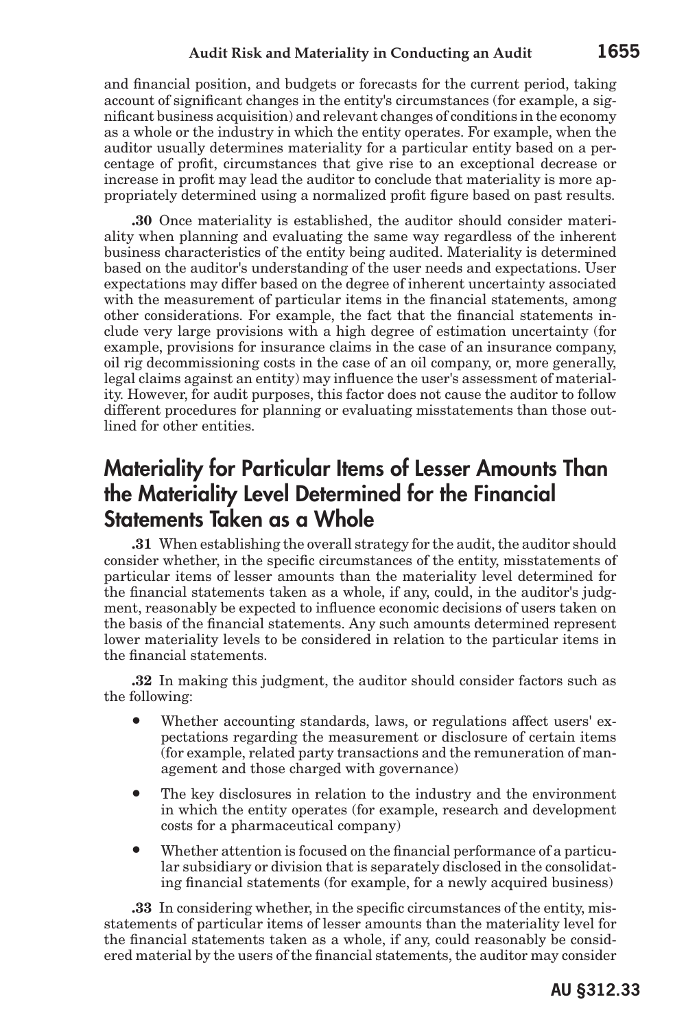and financial position, and budgets or forecasts for the current period, taking account of significant changes in the entity's circumstances (for example, a significant business acquisition) and relevant changes of conditions in the economy as a whole or the industry in which the entity operates. For example, when the auditor usually determines materiality for a particular entity based on a percentage of profit, circumstances that give rise to an exceptional decrease or increase in profit may lead the auditor to conclude that materiality is more appropriately determined using a normalized profit figure based on past results.

**.30** Once materiality is established, the auditor should consider materiality when planning and evaluating the same way regardless of the inherent business characteristics of the entity being audited. Materiality is determined based on the auditor's understanding of the user needs and expectations. User expectations may differ based on the degree of inherent uncertainty associated with the measurement of particular items in the financial statements, among other considerations. For example, the fact that the financial statements include very large provisions with a high degree of estimation uncertainty (for example, provisions for insurance claims in the case of an insurance company, oil rig decommissioning costs in the case of an oil company, or, more generally, legal claims against an entity) may influence the user's assessment of materiality. However, for audit purposes, this factor does not cause the auditor to follow different procedures for planning or evaluating misstatements than those outlined for other entities.

## Materiality for Particular Items of Lesser Amounts Than the Materiality Level Determined for the Financial Statements Taken as a Whole

**.31** When establishing the overall strategy for the audit, the auditor should consider whether, in the specific circumstances of the entity, misstatements of particular items of lesser amounts than the materiality level determined for the financial statements taken as a whole, if any, could, in the auditor's judgment, reasonably be expected to influence economic decisions of users taken on the basis of the financial statements. Any such amounts determined represent lower materiality levels to be considered in relation to the particular items in the financial statements.

**.32** In making this judgment, the auditor should consider factors such as the following:

- Whether accounting standards, laws, or regulations affect users' expectations regarding the measurement or disclosure of certain items (for example, related party transactions and the remuneration of management and those charged with governance)
- The key disclosures in relation to the industry and the environment in which the entity operates (for example, research and development costs for a pharmaceutical company)
- Whether attention is focused on the financial performance of a particular subsidiary or division that is separately disclosed in the consolidating financial statements (for example, for a newly acquired business)

**.33** In considering whether, in the specific circumstances of the entity, misstatements of particular items of lesser amounts than the materiality level for the financial statements taken as a whole, if any, could reasonably be considered material by the users of the financial statements, the auditor may consider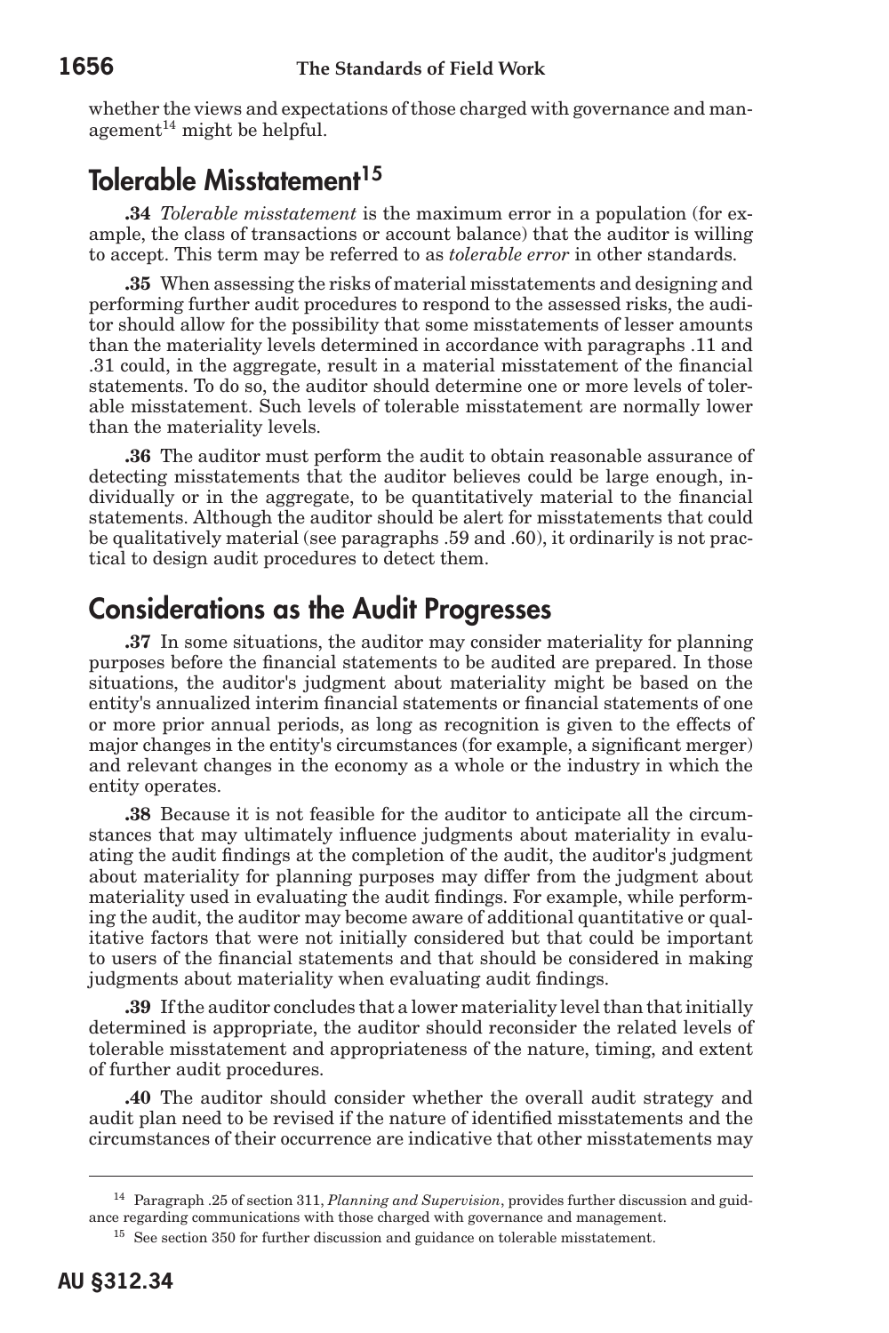whether the views and expectations of those charged with governance and management[14] might be helpful.

## Tolerable Misstatement[15]

**.34** *Tolerable misstatement* is the maximum error in a population (for example, the class of transactions or account balance) that the auditor is willing to accept. This term may be referred to as *tolerable error* in other standards.

**.35** When assessing the risks of material misstatements and designing and performing further audit procedures to respond to the assessed risks, the auditor should allow for the possibility that some misstatements of lesser amounts than the materiality levels determined in accordance with paragraphs .11 and .31 could, in the aggregate, result in a material misstatement of the financial statements. To do so, the auditor should determine one or more levels of tolerable misstatement. Such levels of tolerable misstatement are normally lower than the materiality levels.

**.36** The auditor must perform the audit to obtain reasonable assurance of detecting misstatements that the auditor believes could be large enough, individually or in the aggregate, to be quantitatively material to the financial statements. Although the auditor should be alert for misstatements that could be qualitatively material (see paragraphs .59 and .60), it ordinarily is not practical to design audit procedures to detect them.

## Considerations as the Audit Progresses

**.37** In some situations, the auditor may consider materiality for planning purposes before the financial statements to be audited are prepared. In those situations, the auditor's judgment about materiality might be based on the entity's annualized interim financial statements or financial statements of one or more prior annual periods, as long as recognition is given to the effects of major changes in the entity's circumstances (for example, a significant merger) and relevant changes in the economy as a whole or the industry in which the entity operates.

**.38** Because it is not feasible for the auditor to anticipate all the circumstances that may ultimately influence judgments about materiality in evaluating the audit findings at the completion of the audit, the auditor's judgment about materiality for planning purposes may differ from the judgment about materiality used in evaluating the audit findings. For example, while performing the audit, the auditor may become aware of additional quantitative or qualitative factors that were not initially considered but that could be important to users of the financial statements and that should be considered in making judgments about materiality when evaluating audit findings.

**.39** If the auditor concludes that a lower materiality level than that initially determined is appropriate, the auditor should reconsider the related levels of tolerable misstatement and appropriateness of the nature, timing, and extent of further audit procedures.

**.40** The auditor should consider whether the overall audit strategy and audit plan need to be revised if the nature of identified misstatements and the circumstances of their occurrence are indicative that other misstatements may

---

[14] Paragraph .25 of section 311, *Planning and Supervision*, provides further discussion and guidance regarding communications with those charged with governance and management.

[15] See section 350 for further discussion and guidance on tolerable misstatement.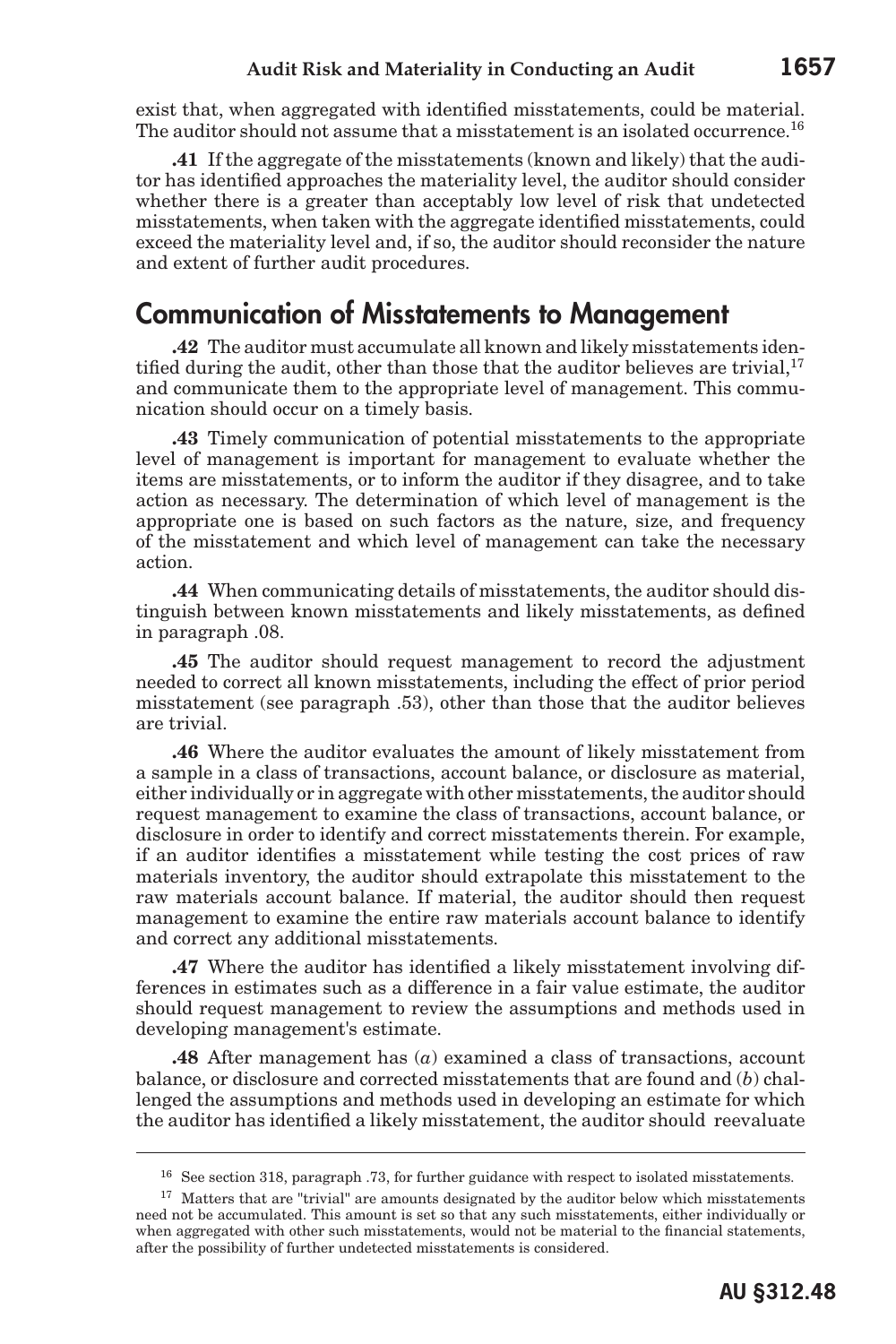exist that, when aggregated with identified misstatements, could be material. The auditor should not assume that a misstatement is an isolated occurrence.[16]

**.41** If the aggregate of the misstatements (known and likely) that the auditor has identified approaches the materiality level, the auditor should consider whether there is a greater than acceptably low level of risk that undetected misstatements, when taken with the aggregate identified misstatements, could exceed the materiality level and, if so, the auditor should reconsider the nature and extent of further audit procedures.

## Communication of Misstatements to Management

**.42** The auditor must accumulate all known and likely misstatements identified during the audit, other than those that the auditor believes are trivial,[17] and communicate them to the appropriate level of management. This communication should occur on a timely basis.

**.43** Timely communication of potential misstatements to the appropriate level of management is important for management to evaluate whether the items are misstatements, or to inform the auditor if they disagree, and to take action as necessary. The determination of which level of management is the appropriate one is based on such factors as the nature, size, and frequency of the misstatement and which level of management can take the necessary action.

**.44** When communicating details of misstatements, the auditor should distinguish between known misstatements and likely misstatements, as defined in paragraph .08.

**.45** The auditor should request management to record the adjustment needed to correct all known misstatements, including the effect of prior period misstatement (see paragraph .53), other than those that the auditor believes are trivial.

**.46** Where the auditor evaluates the amount of likely misstatement from a sample in a class of transactions, account balance, or disclosure as material, either individually or in aggregate with other misstatements, the auditor should request management to examine the class of transactions, account balance, or disclosure in order to identify and correct misstatements therein. For example, if an auditor identifies a misstatement while testing the cost prices of raw materials inventory, the auditor should extrapolate this misstatement to the raw materials account balance. If material, the auditor should then request management to examine the entire raw materials account balance to identify and correct any additional misstatements.

**.47** Where the auditor has identified a likely misstatement involving differences in estimates such as a difference in a fair value estimate, the auditor should request management to review the assumptions and methods used in developing management's estimate.

**.48** After management has (*a*) examined a class of transactions, account balance, or disclosure and corrected misstatements that are found and (*b*) challenged the assumptions and methods used in developing an estimate for which the auditor has identified a likely misstatement, the auditor should reevaluate

---

[16] See section 318, paragraph .73, for further guidance with respect to isolated misstatements.

[17] Matters that are "trivial" are amounts designated by the auditor below which misstatements need not be accumulated. This amount is set so that any such misstatements, either individually or when aggregated with other such misstatements, would not be material to the financial statements, after the possibility of further undetected misstatements is considered.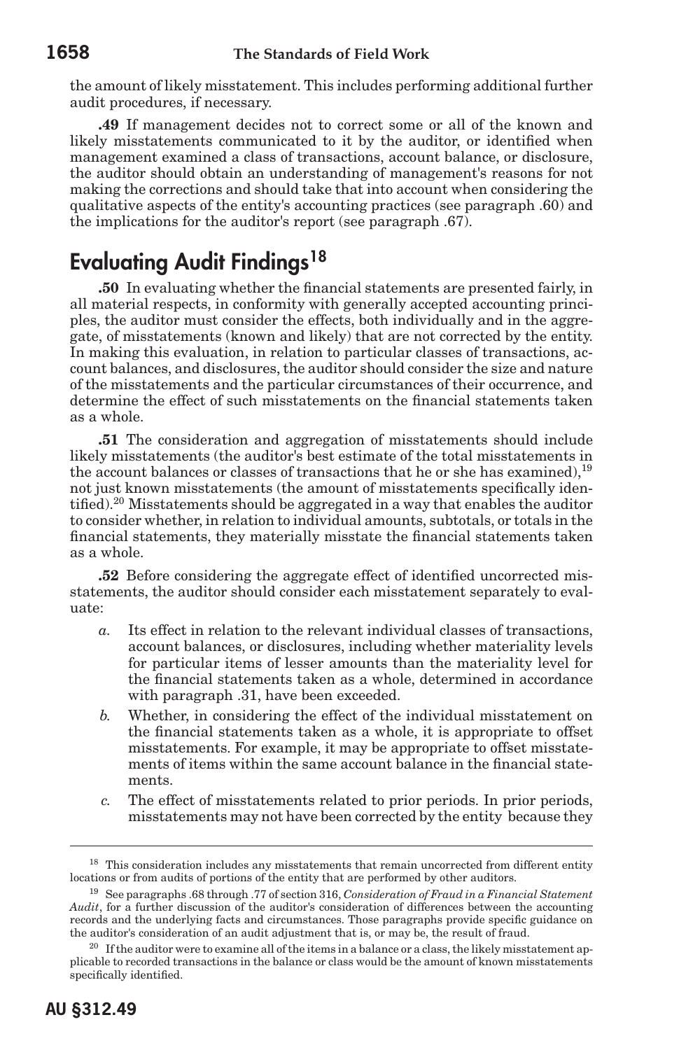the amount of likely misstatement. This includes performing additional further audit procedures, if necessary.

**.49** If management decides not to correct some or all of the known and likely misstatements communicated to it by the auditor, or identified when management examined a class of transactions, account balance, or disclosure, the auditor should obtain an understanding of management's reasons for not making the corrections and should take that into account when considering the qualitative aspects of the entity's accounting practices (see paragraph .60) and the implications for the auditor's report (see paragraph .67).

## Evaluating Audit Findings[18]

**.50** In evaluating whether the financial statements are presented fairly, in all material respects, in conformity with generally accepted accounting principles, the auditor must consider the effects, both individually and in the aggregate, of misstatements (known and likely) that are not corrected by the entity. In making this evaluation, in relation to particular classes of transactions, account balances, and disclosures, the auditor should consider the size and nature of the misstatements and the particular circumstances of their occurrence, and determine the effect of such misstatements on the financial statements taken as a whole.

**.51** The consideration and aggregation of misstatements should include likely misstatements (the auditor's best estimate of the total misstatements in the account balances or classes of transactions that he or she has examined),[19] not just known misstatements (the amount of misstatements specifically identified).[20] Misstatements should be aggregated in a way that enables the auditor to consider whether, in relation to individual amounts, subtotals, or totals in the financial statements, they materially misstate the financial statements taken as a whole.

**.52** Before considering the aggregate effect of identified uncorrected misstatements, the auditor should consider each misstatement separately to evaluate:

*a.* Its effect in relation to the relevant individual classes of transactions, account balances, or disclosures, including whether materiality levels for particular items of lesser amounts than the materiality level for the financial statements taken as a whole, determined in accordance with paragraph .31, have been exceeded.

*b.* Whether, in considering the effect of the individual misstatement on the financial statements taken as a whole, it is appropriate to offset misstatements. For example, it may be appropriate to offset misstatements of items within the same account balance in the financial statements.

*c.* The effect of misstatements related to prior periods. In prior periods, misstatements may not have been corrected by the entity because they

---

[18] This consideration includes any misstatements that remain uncorrected from different entity locations or from audits of portions of the entity that are performed by other auditors.

[19] See paragraphs .68 through .77 of section 316, *Consideration of Fraud in a Financial Statement Audit*, for a further discussion of the auditor's consideration of differences between the accounting records and the underlying facts and circumstances. Those paragraphs provide specific guidance on the auditor's consideration of an audit adjustment that is, or may be, the result of fraud.

[20] If the auditor were to examine all of the items in a balance or a class, the likely misstatement applicable to recorded transactions in the balance or class would be the amount of known misstatements specifically identified.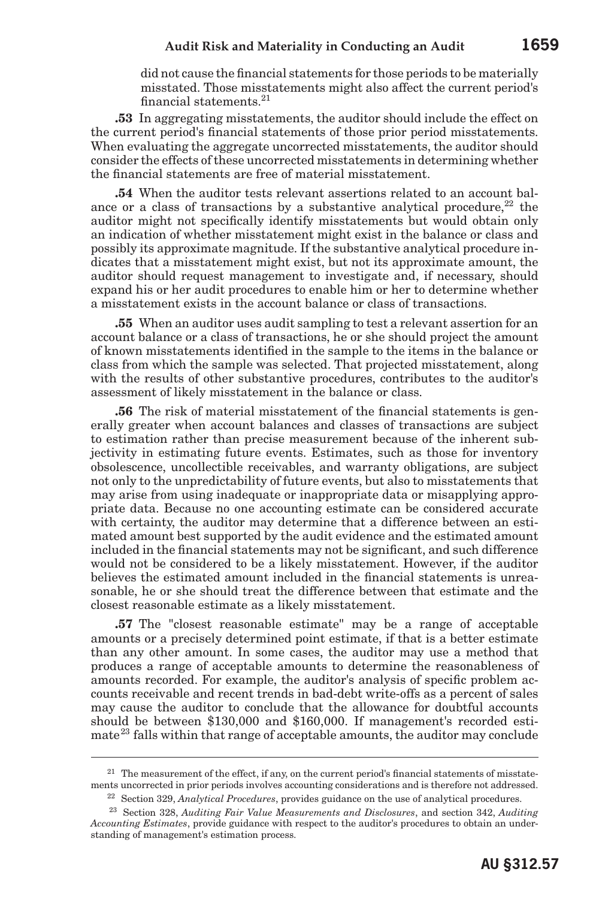did not cause the financial statements for those periods to be materially misstated. Those misstatements might also affect the current period's financial statements.[21]

**.53** In aggregating misstatements, the auditor should include the effect on the current period's financial statements of those prior period misstatements. When evaluating the aggregate uncorrected misstatements, the auditor should consider the effects of these uncorrected misstatements in determining whether the financial statements are free of material misstatement.

**.54** When the auditor tests relevant assertions related to an account balance or a class of transactions by a substantive analytical procedure,[22] the auditor might not specifically identify misstatements but would obtain only an indication of whether misstatement might exist in the balance or class and possibly its approximate magnitude. If the substantive analytical procedure indicates that a misstatement might exist, but not its approximate amount, the auditor should request management to investigate and, if necessary, should expand his or her audit procedures to enable him or her to determine whether a misstatement exists in the account balance or class of transactions.

**.55** When an auditor uses audit sampling to test a relevant assertion for an account balance or a class of transactions, he or she should project the amount of known misstatements identified in the sample to the items in the balance or class from which the sample was selected. That projected misstatement, along with the results of other substantive procedures, contributes to the auditor's assessment of likely misstatement in the balance or class.

**.56** The risk of material misstatement of the financial statements is generally greater when account balances and classes of transactions are subject to estimation rather than precise measurement because of the inherent subjectivity in estimating future events. Estimates, such as those for inventory obsolescence, uncollectible receivables, and warranty obligations, are subject not only to the unpredictability of future events, but also to misstatements that may arise from using inadequate or inappropriate data or misapplying appropriate data. Because no one accounting estimate can be considered accurate with certainty, the auditor may determine that a difference between an estimated amount best supported by the audit evidence and the estimated amount included in the financial statements may not be significant, and such difference would not be considered to be a likely misstatement. However, if the auditor believes the estimated amount included in the financial statements is unreasonable, he or she should treat the difference between that estimate and the closest reasonable estimate as a likely misstatement.

**.57** The "closest reasonable estimate" may be a range of acceptable amounts or a precisely determined point estimate, if that is a better estimate than any other amount. In some cases, the auditor may use a method that produces a range of acceptable amounts to determine the reasonableness of amounts recorded. For example, the auditor's analysis of specific problem accounts receivable and recent trends in bad-debt write-offs as a percent of sales may cause the auditor to conclude that the allowance for doubtful accounts should be between $130,000 and $160,000. If management's recorded estimate[23] falls within that range of acceptable amounts, the auditor may conclude

---

[21] The measurement of the effect, if any, on the current period's financial statements of misstatements uncorrected in prior periods involves accounting considerations and is therefore not addressed.

[22] Section 329, *Analytical Procedures*, provides guidance on the use of analytical procedures.

[23] Section 328, *Auditing Fair Value Measurements and Disclosures*, and section 342, *Auditing Accounting Estimates*, provide guidance with respect to the auditor's procedures to obtain an understanding of management's estimation process.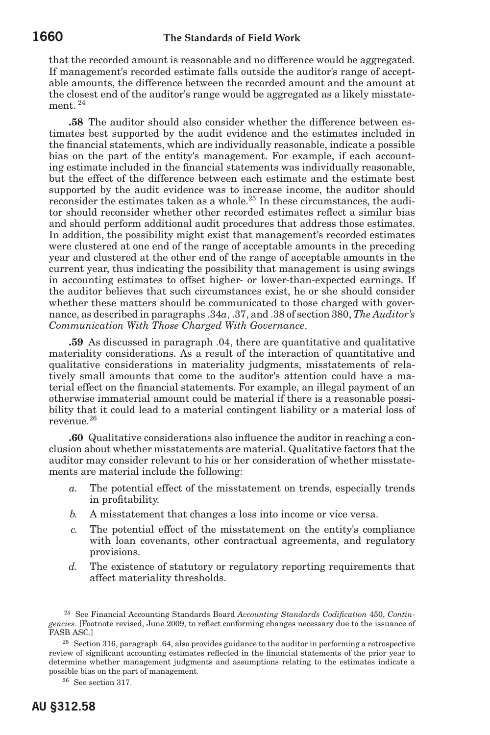that the recorded amount is reasonable and no difference would be aggregated. If management's recorded estimate falls outside the auditor's range of acceptable amounts, the difference between the recorded amount and the amount at the closest end of the auditor's range would be aggregated as a likely misstatement.[24]

**.58** The auditor should also consider whether the difference between estimates best supported by the audit evidence and the estimates included in the financial statements, which are individually reasonable, indicate a possible bias on the part of the entity's management. For example, if each accounting estimate included in the financial statements was individually reasonable, but the effect of the difference between each estimate and the estimate best supported by the audit evidence was to increase income, the auditor should reconsider the estimates taken as a whole.[25] In these circumstances, the auditor should reconsider whether other recorded estimates reflect a similar bias and should perform additional audit procedures that address those estimates. In addition, the possibility might exist that management's recorded estimates were clustered at one end of the range of acceptable amounts in the preceding year and clustered at the other end of the range of acceptable amounts in the current year, thus indicating the possibility that management is using swings in accounting estimates to offset higher- or lower-than-expected earnings. If the auditor believes that such circumstances exist, he or she should consider whether these matters should be communicated to those charged with governance, as described in paragraphs .34*a*, .37, and .38 of section 380, *The Auditor's Communication With Those Charged With Governance*.

**.59** As discussed in paragraph .04, there are quantitative and qualitative materiality considerations. As a result of the interaction of quantitative and qualitative considerations in materiality judgments, misstatements of relatively small amounts that come to the auditor's attention could have a material effect on the financial statements. For example, an illegal payment of an otherwise immaterial amount could be material if there is a reasonable possibility that it could lead to a material contingent liability or a material loss of revenue.[26]

**.60** Qualitative considerations also influence the auditor in reaching a conclusion about whether misstatements are material. Qualitative factors that the auditor may consider relevant to his or her consideration of whether misstatements are material include the following:

*a.* The potential effect of the misstatement on trends, especially trends in profitability.

*b.* A misstatement that changes a loss into income or vice versa.

*c.* The potential effect of the misstatement on the entity's compliance with loan covenants, other contractual agreements, and regulatory provisions.

*d.* The existence of statutory or regulatory reporting requirements that affect materiality thresholds.

---

[24] See Financial Accounting Standards Board *Accounting Standards Codification* 450, *Contingencies*. [Footnote revised, June 2009, to reflect conforming changes necessary due to the issuance of FASB ASC.]

[25] Section 316, paragraph .64, also provides guidance to the auditor in performing a retrospective review of significant accounting estimates reflected in the financial statements of the prior year to determine whether management judgments and assumptions relating to the estimates indicate a possible bias on the part of management.

[26] See section 317.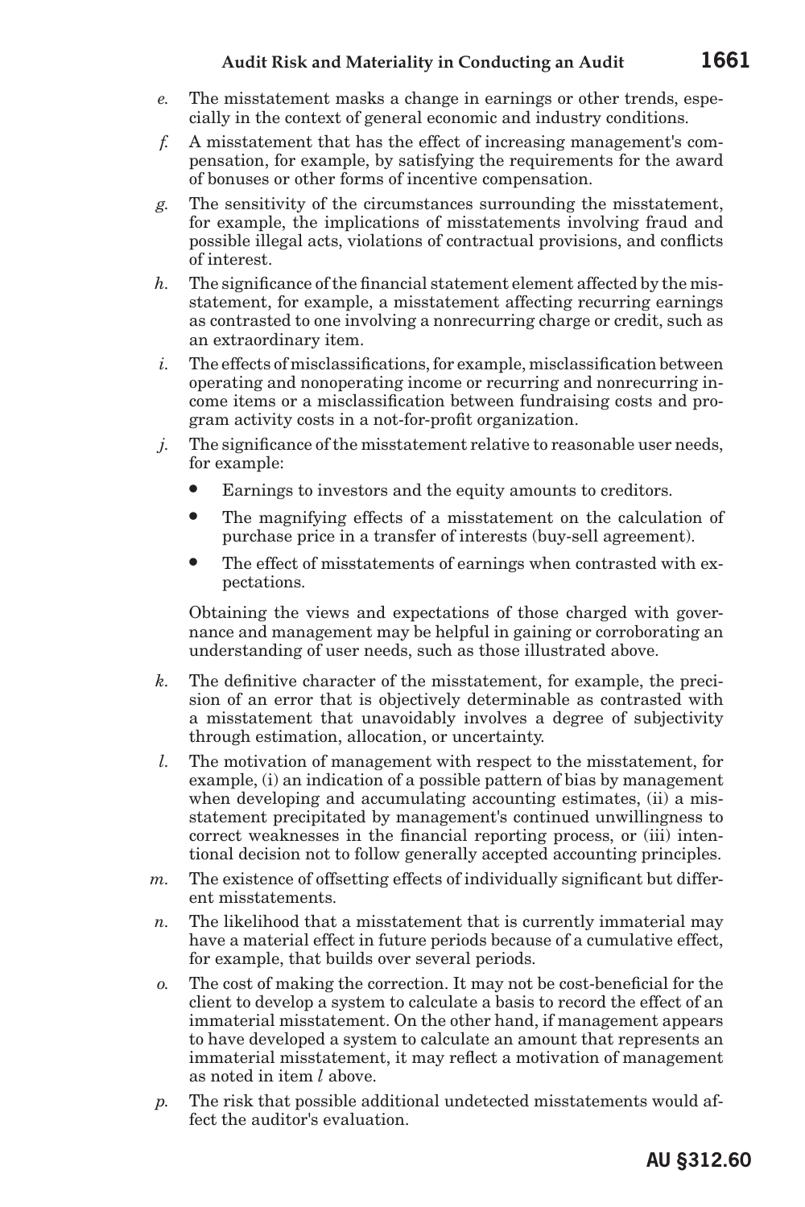*e.* The misstatement masks a change in earnings or other trends, especially in the context of general economic and industry conditions.

*f.* A misstatement that has the effect of increasing management's compensation, for example, by satisfying the requirements for the award of bonuses or other forms of incentive compensation.

*g.* The sensitivity of the circumstances surrounding the misstatement, for example, the implications of misstatements involving fraud and possible illegal acts, violations of contractual provisions, and conflicts of interest.

*h.* The significance of the financial statement element affected by the misstatement, for example, a misstatement affecting recurring earnings as contrasted to one involving a nonrecurring charge or credit, such as an extraordinary item.

*i.* The effects of misclassifications, for example, misclassification between operating and nonoperating income or recurring and nonrecurring income items or a misclassification between fundraising costs and program activity costs in a not-for-profit organization.

*j.* The significance of the misstatement relative to reasonable user needs, for example:

- Earnings to investors and the equity amounts to creditors.
- The magnifying effects of a misstatement on the calculation of purchase price in a transfer of interests (buy-sell agreement).
- The effect of misstatements of earnings when contrasted with expectations.

Obtaining the views and expectations of those charged with governance and management may be helpful in gaining or corroborating an understanding of user needs, such as those illustrated above.

*k.* The definitive character of the misstatement, for example, the precision of an error that is objectively determinable as contrasted with a misstatement that unavoidably involves a degree of subjectivity through estimation, allocation, or uncertainty.

*l.* The motivation of management with respect to the misstatement, for example, (i) an indication of a possible pattern of bias by management when developing and accumulating accounting estimates, (ii) a misstatement precipitated by management's continued unwillingness to correct weaknesses in the financial reporting process, or (iii) intentional decision not to follow generally accepted accounting principles.

*m.* The existence of offsetting effects of individually significant but different misstatements.

*n.* The likelihood that a misstatement that is currently immaterial may have a material effect in future periods because of a cumulative effect, for example, that builds over several periods.

*o.* The cost of making the correction. It may not be cost-beneficial for the client to develop a system to calculate a basis to record the effect of an immaterial misstatement. On the other hand, if management appears to have developed a system to calculate an amount that represents an immaterial misstatement, it may reflect a motivation of management as noted in item *l* above.

*p.* The risk that possible additional undetected misstatements would affect the auditor's evaluation.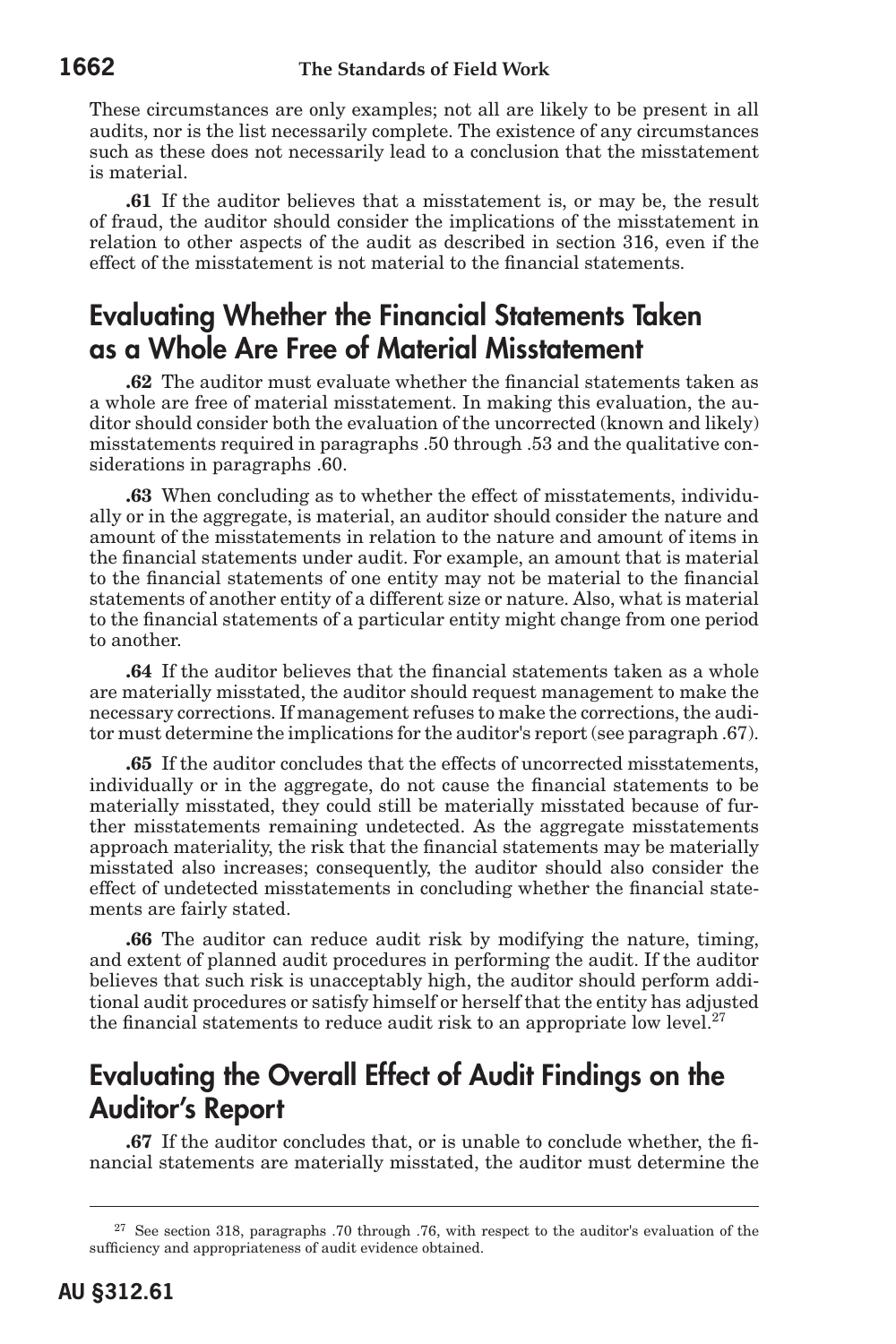These circumstances are only examples; not all are likely to be present in all audits, nor is the list necessarily complete. The existence of any circumstances such as these does not necessarily lead to a conclusion that the misstatement is material.

**.61** If the auditor believes that a misstatement is, or may be, the result of fraud, the auditor should consider the implications of the misstatement in relation to other aspects of the audit as described in section 316, even if the effect of the misstatement is not material to the financial statements.

## Evaluating Whether the Financial Statements Taken as a Whole Are Free of Material Misstatement

**.62** The auditor must evaluate whether the financial statements taken as a whole are free of material misstatement. In making this evaluation, the auditor should consider both the evaluation of the uncorrected (known and likely) misstatements required in paragraphs .50 through .53 and the qualitative considerations in paragraphs .60.

**.63** When concluding as to whether the effect of misstatements, individually or in the aggregate, is material, an auditor should consider the nature and amount of the misstatements in relation to the nature and amount of items in the financial statements under audit. For example, an amount that is material to the financial statements of one entity may not be material to the financial statements of another entity of a different size or nature. Also, what is material to the financial statements of a particular entity might change from one period to another.

**.64** If the auditor believes that the financial statements taken as a whole are materially misstated, the auditor should request management to make the necessary corrections. If management refuses to make the corrections, the auditor must determine the implications for the auditor's report (see paragraph .67).

**.65** If the auditor concludes that the effects of uncorrected misstatements, individually or in the aggregate, do not cause the financial statements to be materially misstated, they could still be materially misstated because of further misstatements remaining undetected. As the aggregate misstatements approach materiality, the risk that the financial statements may be materially misstated also increases; consequently, the auditor should also consider the effect of undetected misstatements in concluding whether the financial statements are fairly stated.

**.66** The auditor can reduce audit risk by modifying the nature, timing, and extent of planned audit procedures in performing the audit. If the auditor believes that such risk is unacceptably high, the auditor should perform additional audit procedures or satisfy himself or herself that the entity has adjusted the financial statements to reduce audit risk to an appropriate low level.[27]

## Evaluating the Overall Effect of Audit Findings on the Auditor's Report

**.67** If the auditor concludes that, or is unable to conclude whether, the financial statements are materially misstated, the auditor must determine the

[27] See section 318, paragraphs .70 through .76, with respect to the auditor's evaluation of the sufficiency and appropriateness of audit evidence obtained.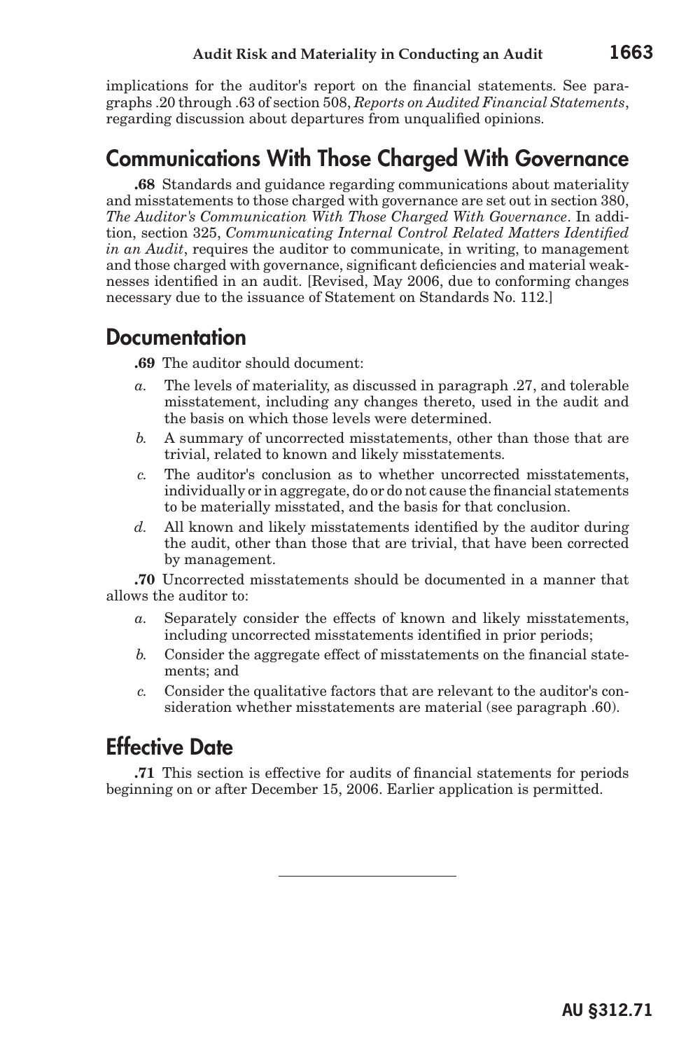implications for the auditor's report on the financial statements. See paragraphs .20 through .63 of section 508, *Reports on Audited Financial Statements*, regarding discussion about departures from unqualified opinions.

## Communications With Those Charged With Governance

**.68** Standards and guidance regarding communications about materiality and misstatements to those charged with governance are set out in section 380, *The Auditor's Communication With Those Charged With Governance*. In addition, section 325, *Communicating Internal Control Related Matters Identified in an Audit*, requires the auditor to communicate, in writing, to management and those charged with governance, significant deficiencies and material weaknesses identified in an audit. [Revised, May 2006, due to conforming changes necessary due to the issuance of Statement on Standards No. 112.]

## Documentation

**.69** The auditor should document:

*a.* The levels of materiality, as discussed in paragraph .27, and tolerable misstatement, including any changes thereto, used in the audit and the basis on which those levels were determined.

*b.* A summary of uncorrected misstatements, other than those that are trivial, related to known and likely misstatements.

*c.* The auditor's conclusion as to whether uncorrected misstatements, individually or in aggregate, do or do not cause the financial statements to be materially misstated, and the basis for that conclusion.

*d.* All known and likely misstatements identified by the auditor during the audit, other than those that are trivial, that have been corrected by management.

**.70** Uncorrected misstatements should be documented in a manner that allows the auditor to:

*a.* Separately consider the effects of known and likely misstatements, including uncorrected misstatements identified in prior periods;

*b.* Consider the aggregate effect of misstatements on the financial statements; and

*c.* Consider the qualitative factors that are relevant to the auditor's consideration whether misstatements are material (see paragraph .60).

## Effective Date

**.71** This section is effective for audits of financial statements for periods beginning on or after December 15, 2006. Earlier application is permitted.